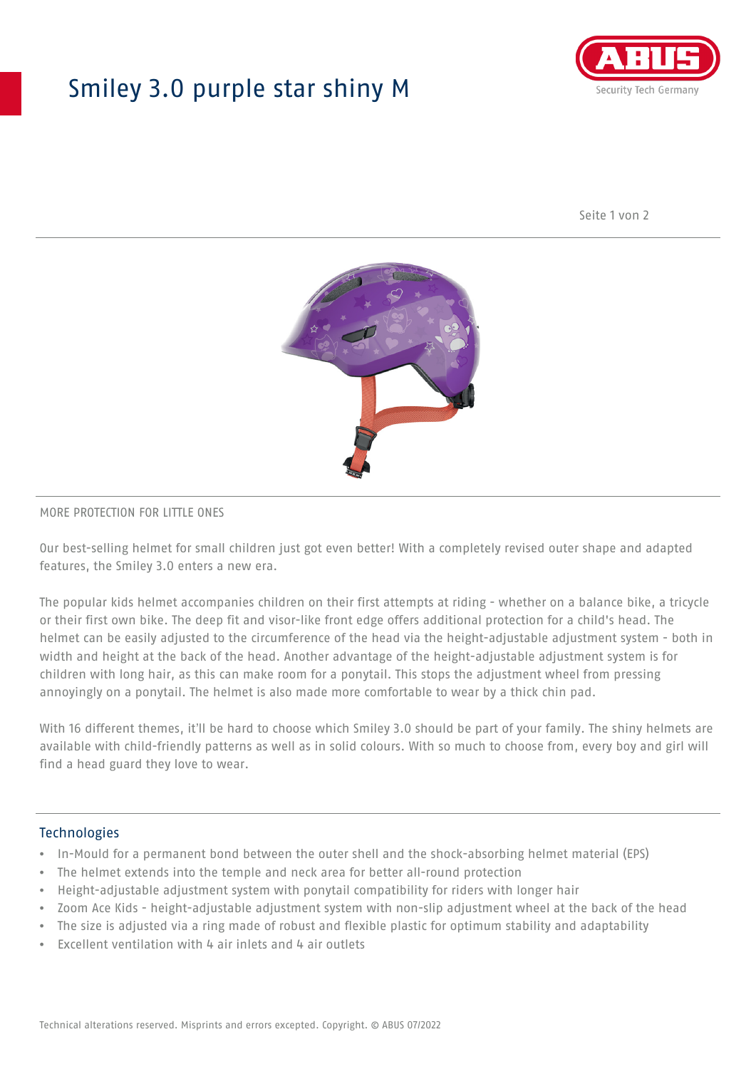# Smiley 3.0 purple star shiny M

ABUS
Security Tech Germany

MORE PROTECTION FOR LITTLE ONES

Our best-selling helmet for small children just got even better! With a completely revised outer shape and adapted features, the Smiley 3.0 enters a new era.

The popular kids helmet accompanies children on their first attempts at riding - whether on a balance bike, a tricycle or their first own bike. The deep fit and visor-like front edge offers additional protection for a child's head. The helmet can be easily adjusted to the circumference of the head via the height-adjustable adjustment system - both in width and height at the back of the head. Another advantage of the height-adjustable adjustment system is for children with long hair, as this can make room for a ponytail. This stops the adjustment wheel from pressing annoyingly on a ponytail. The helmet is also made more comfortable to wear by a thick chin pad.

With 16 different themes, it'll be hard to choose which Smiley 3.0 should be part of your family. The shiny helmets are available with child-friendly patterns as well as in solid colours. With so much to choose from, every boy and girl will find a head guard they love to wear.

## Technologies

- In-Mould for a permanent bond between the outer shell and the shock-absorbing helmet material (EPS)
- The helmet extends into the temple and neck area for better all-round protection
- Height-adjustable adjustment system with ponytail compatibility for riders with longer hair
- Zoom Ace Kids - height-adjustable adjustment system with non-slip adjustment wheel at the back of the head
- The size is adjusted via a ring made of robust and flexible plastic for optimum stability and adaptability
- Excellent ventilation with 4 air inlets and 4 air outlets

Technical alterations reserved. Misprints and errors excepted. Copyright. © ABUS 07/2022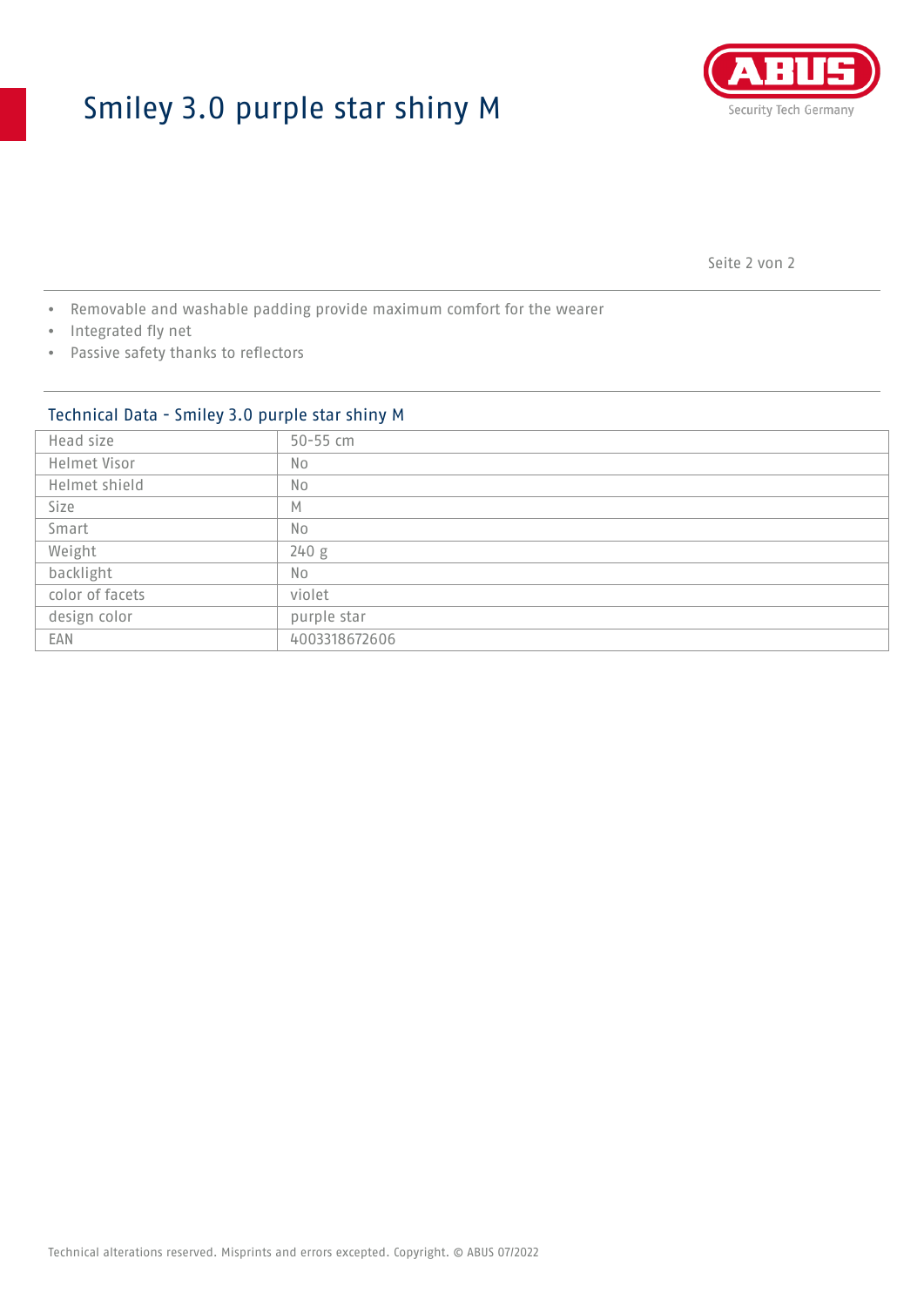# Smiley 3.0 purple star shiny M

- Removable and washable padding provide maximum comfort for the wearer
- Integrated fly net
- Passive safety thanks to reflectors

## Technical Data - Smiley 3.0 purple star shiny M

| | |
|---|---|
| Head size | 50-55 cm |
| Helmet Visor | No |
| Helmet shield | No |
| Size | M |
| Smart | No |
| Weight | 240 g |
| backlight | No |
| color of facets | violet |
| design color | purple star |
| EAN | 4003318672606 |

Technical alterations reserved. Misprints and errors excepted. Copyright. © ABUS 07/2022